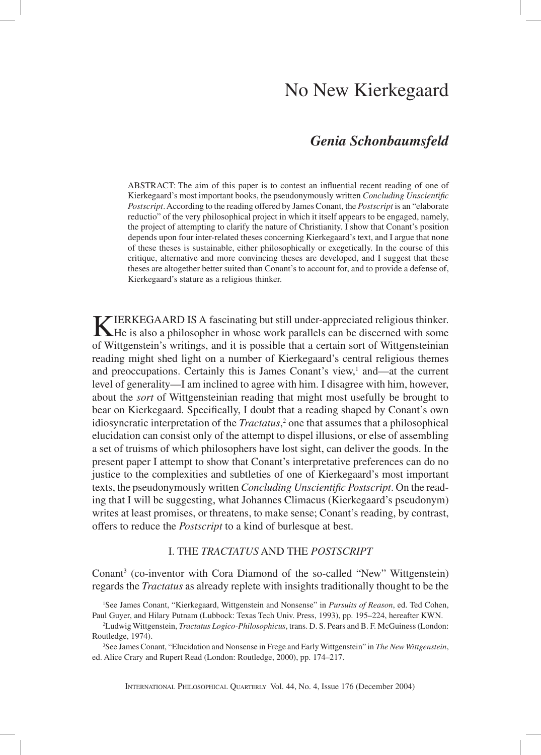# No New Kierkegaard

## *Genia Schonbaumsfeld*

ABSTRACT: The aim of this paper is to contest an influential recent reading of one of Kierkegaard's most important books, the pseudonymously written *Concluding Unscientific Postscript*. According to the reading offered by James Conant, the *Postscript* is an "elaborate reductio" of the very philosophical project in which it itself appears to be engaged, namely, the project of attempting to clarify the nature of Christianity. I show that Conant's position depends upon four inter-related theses concerning Kierkegaard's text, and I argue that none of these theses is sustainable, either philosophically or exegetically. In the course of this critique, alternative and more convincing theses are developed, and I suggest that these theses are altogether better suited than Conant's to account for, and to provide a defense of, Kierkegaard's stature as a religious thinker.

KIERKEGAARD IS A fascinating but still under-appreciated religious thinker. He is also a philosopher in whose work parallels can be discerned with some of Wittgenstein's writings, and it is possible that a certain sort of Wittgensteinian reading might shed light on a number of Kierkegaard's central religious themes and preoccupations. Certainly this is James Conant's view,[1] and—at the current level of generality—I am inclined to agree with him. I disagree with him, however, about the *sort* of Wittgensteinian reading that might most usefully be brought to bear on Kierkegaard. Specifically, I doubt that a reading shaped by Conant's own idiosyncratic interpretation of the *Tractatus*,[2] one that assumes that a philosophical elucidation can consist only of the attempt to dispel illusions, or else of assembling a set of truisms of which philosophers have lost sight, can deliver the goods. In the present paper I attempt to show that Conant's interpretative preferences can do no justice to the complexities and subtleties of one of Kierkegaard's most important texts, the pseudonymously written *Concluding Unscientific Postscript*. On the reading that I will be suggesting, what Johannes Climacus (Kierkegaard's pseudonym) writes at least promises, or threatens, to make sense; Conant's reading, by contrast, offers to reduce the *Postscript* to a kind of burlesque at best.

### I. THE *TRACTATUS* AND THE *POSTSCRIPT*

Conant[3] (co-inventor with Cora Diamond of the so-called "New" Wittgenstein) regards the *Tractatus* as already replete with insights traditionally thought to be the

[1]See James Conant, "Kierkegaard, Wittgenstein and Nonsense" in *Pursuits of Reason*, ed. Ted Cohen, Paul Guyer, and Hilary Putnam (Lubbock: Texas Tech Univ. Press, 1993), pp. 195–224, hereafter KWN.

[2]Ludwig Wittgenstein, *Tractatus Logico-Philosophicus*, trans. D. S. Pears and B. F. McGuiness (London: Routledge, 1974).

[3]See James Conant, "Elucidation and Nonsense in Frege and Early Wittgenstein" in *The New Wittgenstein*, ed. Alice Crary and Rupert Read (London: Routledge, 2000), pp. 174–217.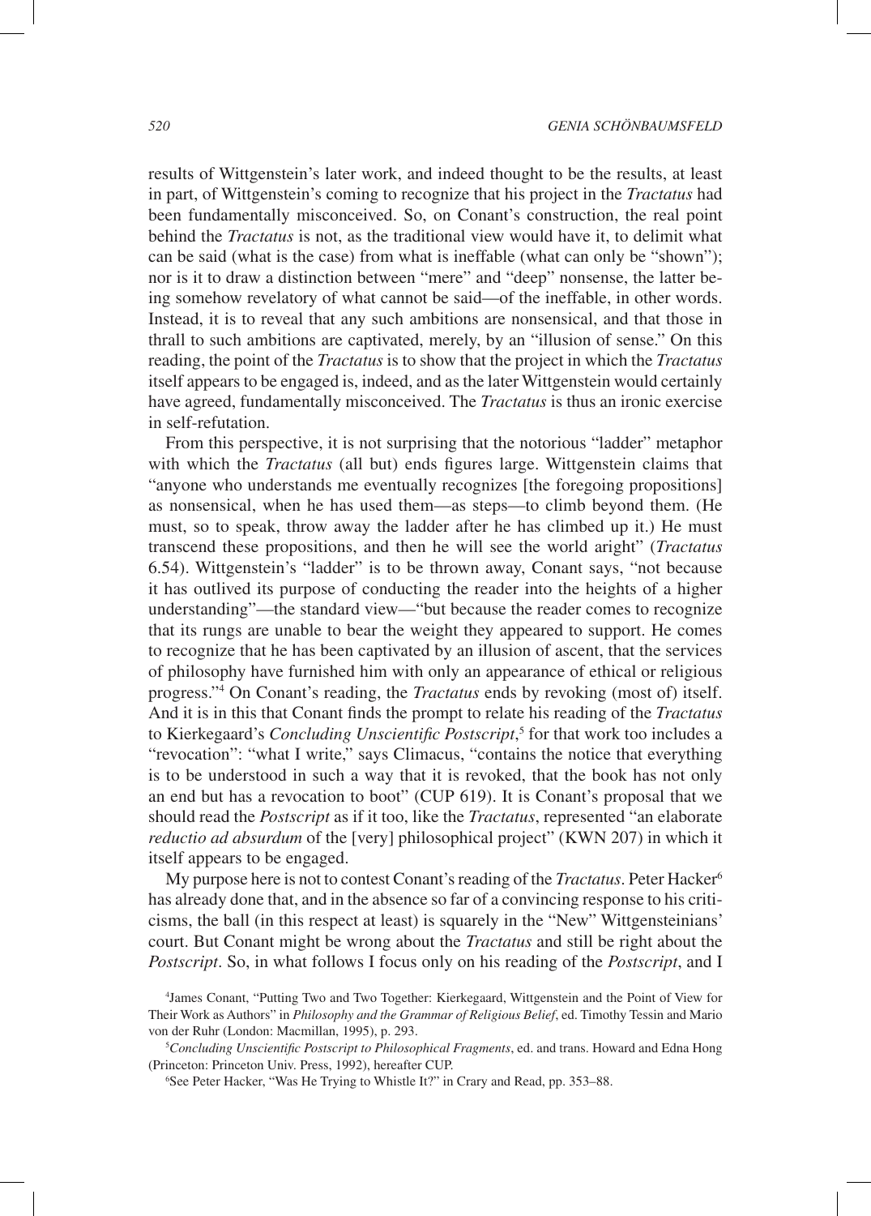results of Wittgenstein's later work, and indeed thought to be the results, at least in part, of Wittgenstein's coming to recognize that his project in the *Tractatus* had been fundamentally misconceived. So, on Conant's construction, the real point behind the *Tractatus* is not, as the traditional view would have it, to delimit what can be said (what is the case) from what is ineffable (what can only be "shown"); nor is it to draw a distinction between "mere" and "deep" nonsense, the latter being somehow revelatory of what cannot be said—of the ineffable, in other words. Instead, it is to reveal that any such ambitions are nonsensical, and that those in thrall to such ambitions are captivated, merely, by an "illusion of sense." On this reading, the point of the *Tractatus* is to show that the project in which the *Tractatus* itself appears to be engaged is, indeed, and as the later Wittgenstein would certainly have agreed, fundamentally misconceived. The *Tractatus* is thus an ironic exercise in self-refutation.

From this perspective, it is not surprising that the notorious "ladder" metaphor with which the *Tractatus* (all but) ends figures large. Wittgenstein claims that "anyone who understands me eventually recognizes [the foregoing propositions] as nonsensical, when he has used them—as steps—to climb beyond them. (He must, so to speak, throw away the ladder after he has climbed up it.) He must transcend these propositions, and then he will see the world aright" (*Tractatus* 6.54). Wittgenstein's "ladder" is to be thrown away, Conant says, "not because it has outlived its purpose of conducting the reader into the heights of a higher understanding"—the standard view—"but because the reader comes to recognize that its rungs are unable to bear the weight they appeared to support. He comes to recognize that he has been captivated by an illusion of ascent, that the services of philosophy have furnished him with only an appearance of ethical or religious progress."[4] On Conant's reading, the *Tractatus* ends by revoking (most of) itself. And it is in this that Conant finds the prompt to relate his reading of the *Tractatus* to Kierkegaard's *Concluding Unscientific Postscript*,[5] for that work too includes a "revocation": "what I write," says Climacus, "contains the notice that everything is to be understood in such a way that it is revoked, that the book has not only an end but has a revocation to boot" (CUP 619). It is Conant's proposal that we should read the *Postscript* as if it too, like the *Tractatus*, represented "an elaborate *reductio ad absurdum* of the [very] philosophical project" (KWN 207) in which it itself appears to be engaged.

My purpose here is not to contest Conant's reading of the *Tractatus*. Peter Hacker[6] has already done that, and in the absence so far of a convincing response to his criticisms, the ball (in this respect at least) is squarely in the "New" Wittgensteinians' court. But Conant might be wrong about the *Tractatus* and still be right about the *Postscript*. So, in what follows I focus only on his reading of the *Postscript*, and I

[4] James Conant, "Putting Two and Two Together: Kierkegaard, Wittgenstein and the Point of View for Their Work as Authors" in *Philosophy and the Grammar of Religious Belief*, ed. Timothy Tessin and Mario von der Ruhr (London: Macmillan, 1995), p. 293.

[5] *Concluding Unscientific Postscript to Philosophical Fragments*, ed. and trans. Howard and Edna Hong (Princeton: Princeton Univ. Press, 1992), hereafter CUP.

[6] See Peter Hacker, "Was He Trying to Whistle It?" in Crary and Read, pp. 353–88.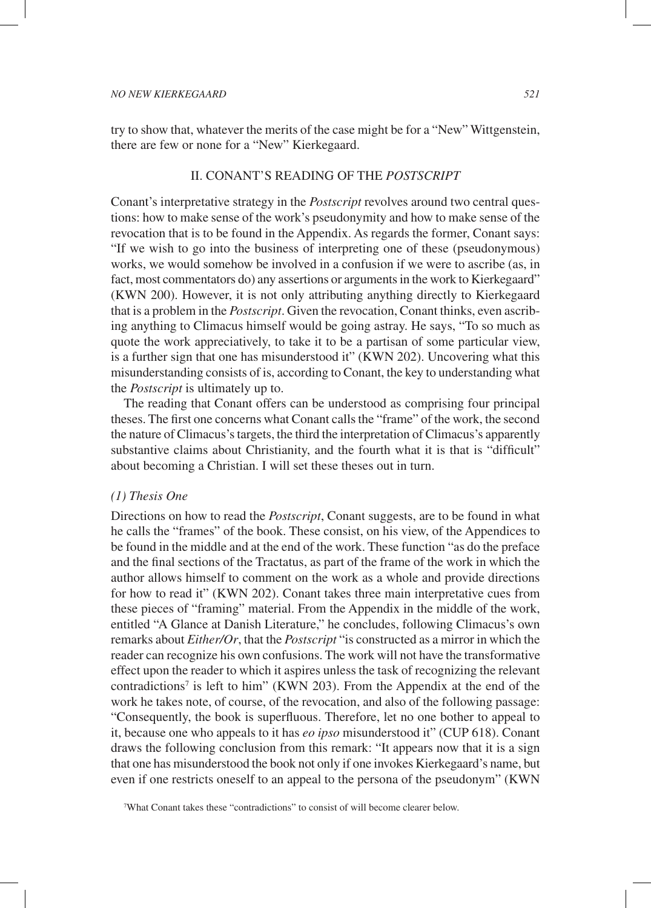try to show that, whatever the merits of the case might be for a "New" Wittgenstein, there are few or none for a "New" Kierkegaard.

## II. CONANT'S READING OF THE *POSTSCRIPT*

Conant's interpretative strategy in the *Postscript* revolves around two central questions: how to make sense of the work's pseudonymity and how to make sense of the revocation that is to be found in the Appendix. As regards the former, Conant says: "If we wish to go into the business of interpreting one of these (pseudonymous) works, we would somehow be involved in a confusion if we were to ascribe (as, in fact, most commentators do) any assertions or arguments in the work to Kierkegaard" (KWN 200). However, it is not only attributing anything directly to Kierkegaard that is a problem in the *Postscript*. Given the revocation, Conant thinks, even ascribing anything to Climacus himself would be going astray. He says, "To so much as quote the work appreciatively, to take it to be a partisan of some particular view, is a further sign that one has misunderstood it" (KWN 202). Uncovering what this misunderstanding consists of is, according to Conant, the key to understanding what the *Postscript* is ultimately up to.

The reading that Conant offers can be understood as comprising four principal theses. The first one concerns what Conant calls the "frame" of the work, the second the nature of Climacus's targets, the third the interpretation of Climacus's apparently substantive claims about Christianity, and the fourth what it is that is "difficult" about becoming a Christian. I will set these theses out in turn.

### *(1) Thesis One*

Directions on how to read the *Postscript*, Conant suggests, are to be found in what he calls the "frames" of the book. These consist, on his view, of the Appendices to be found in the middle and at the end of the work. These function "as do the preface and the final sections of the Tractatus, as part of the frame of the work in which the author allows himself to comment on the work as a whole and provide directions for how to read it" (KWN 202). Conant takes three main interpretative cues from these pieces of "framing" material. From the Appendix in the middle of the work, entitled "A Glance at Danish Literature," he concludes, following Climacus's own remarks about *Either/Or*, that the *Postscript* "is constructed as a mirror in which the reader can recognize his own confusions. The work will not have the transformative effect upon the reader to which it aspires unless the task of recognizing the relevant contradictions[7] is left to him" (KWN 203). From the Appendix at the end of the work he takes note, of course, of the revocation, and also of the following passage: "Consequently, the book is superfluous. Therefore, let no one bother to appeal to it, because one who appeals to it has *eo ipso* misunderstood it" (CUP 618). Conant draws the following conclusion from this remark: "It appears now that it is a sign that one has misunderstood the book not only if one invokes Kierkegaard's name, but even if one restricts oneself to an appeal to the persona of the pseudonym" (KWN

[7]What Conant takes these "contradictions" to consist of will become clearer below.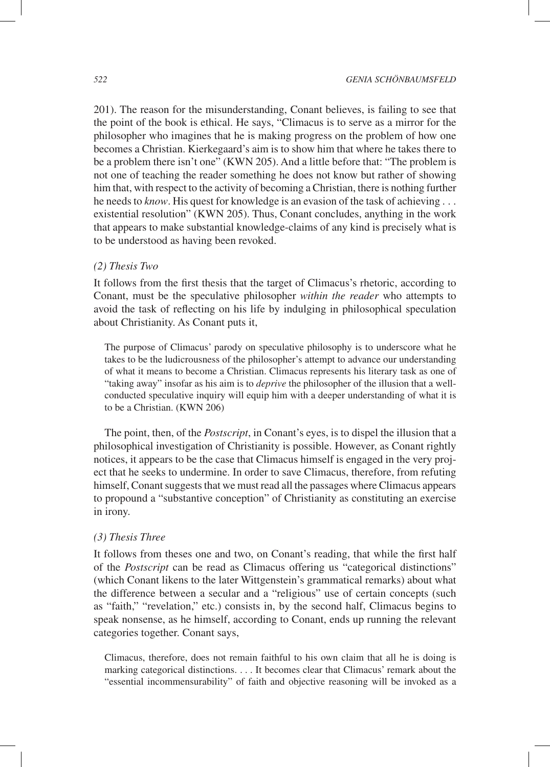201). The reason for the misunderstanding, Conant believes, is failing to see that the point of the book is ethical. He says, "Climacus is to serve as a mirror for the philosopher who imagines that he is making progress on the problem of how one becomes a Christian. Kierkegaard's aim is to show him that where he takes there to be a problem there isn't one" (KWN 205). And a little before that: "The problem is not one of teaching the reader something he does not know but rather of showing him that, with respect to the activity of becoming a Christian, there is nothing further he needs to *know*. His quest for knowledge is an evasion of the task of achieving . . . existential resolution" (KWN 205). Thus, Conant concludes, anything in the work that appears to make substantial knowledge-claims of any kind is precisely what is to be understood as having been revoked.

*(2) Thesis Two*

It follows from the first thesis that the target of Climacus's rhetoric, according to Conant, must be the speculative philosopher *within the reader* who attempts to avoid the task of reflecting on his life by indulging in philosophical speculation about Christianity. As Conant puts it,

> The purpose of Climacus' parody on speculative philosophy is to underscore what he takes to be the ludicrousness of the philosopher's attempt to advance our understanding of what it means to become a Christian. Climacus represents his literary task as one of "taking away" insofar as his aim is to *deprive* the philosopher of the illusion that a well-conducted speculative inquiry will equip him with a deeper understanding of what it is to be a Christian. (KWN 206)

The point, then, of the *Postscript*, in Conant's eyes, is to dispel the illusion that a philosophical investigation of Christianity is possible. However, as Conant rightly notices, it appears to be the case that Climacus himself is engaged in the very project that he seeks to undermine. In order to save Climacus, therefore, from refuting himself, Conant suggests that we must read all the passages where Climacus appears to propound a "substantive conception" of Christianity as constituting an exercise in irony.

*(3) Thesis Three*

It follows from theses one and two, on Conant's reading, that while the first half of the *Postscript* can be read as Climacus offering us "categorical distinctions" (which Conant likens to the later Wittgenstein's grammatical remarks) about what the difference between a secular and a "religious" use of certain concepts (such as "faith," "revelation," etc.) consists in, by the second half, Climacus begins to speak nonsense, as he himself, according to Conant, ends up running the relevant categories together. Conant says,

> Climacus, therefore, does not remain faithful to his own claim that all he is doing is marking categorical distinctions. . . . It becomes clear that Climacus' remark about the "essential incommensurability" of faith and objective reasoning will be invoked as a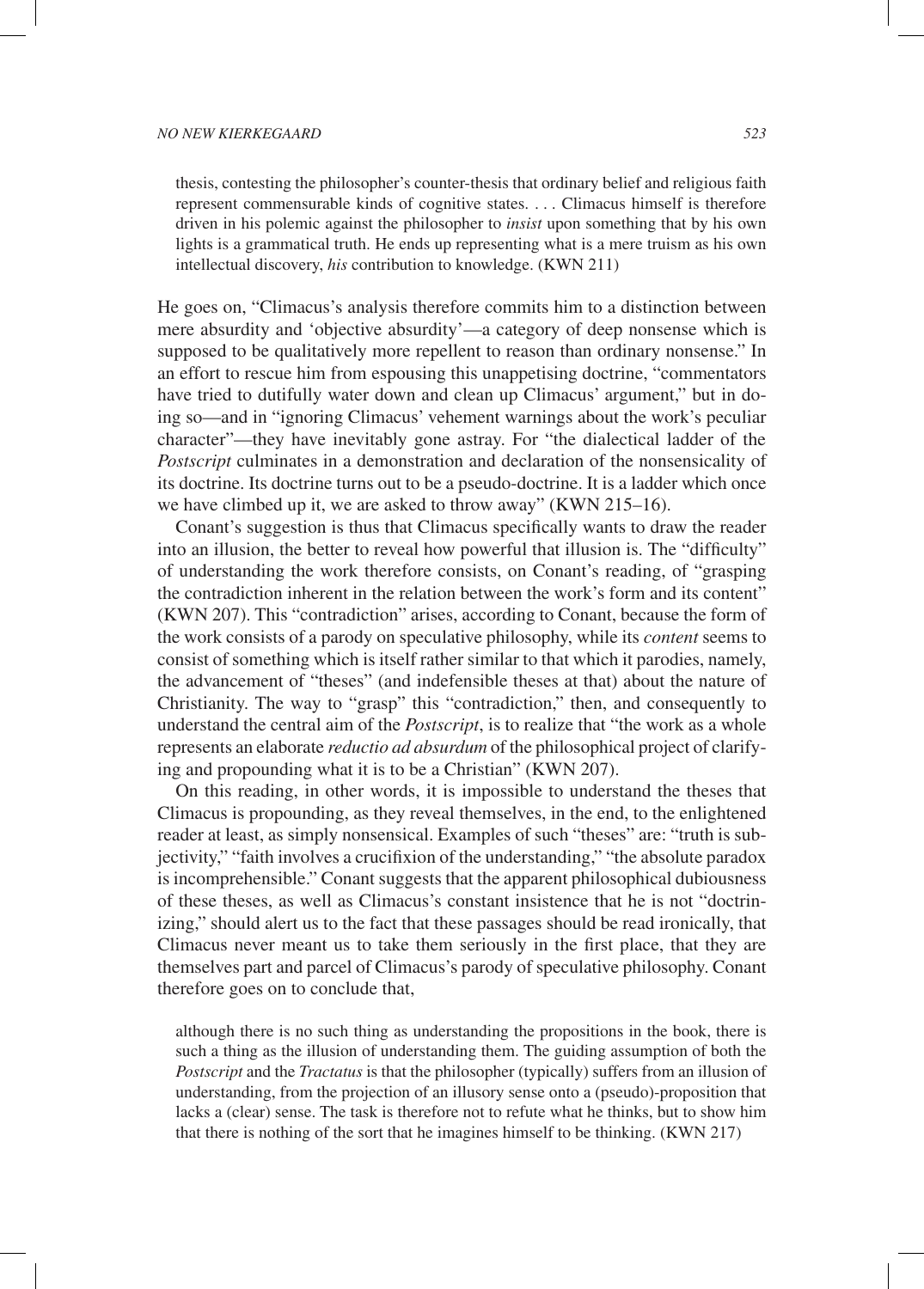> thesis, contesting the philosopher's counter-thesis that ordinary belief and religious faith represent commensurable kinds of cognitive states. . . . Climacus himself is therefore driven in his polemic against the philosopher to *insist* upon something that by his own lights is a grammatical truth. He ends up representing what is a mere truism as his own intellectual discovery, *his* contribution to knowledge. (KWN 211)

He goes on, "Climacus's analysis therefore commits him to a distinction between mere absurdity and 'objective absurdity'—a category of deep nonsense which is supposed to be qualitatively more repellent to reason than ordinary nonsense." In an effort to rescue him from espousing this unappetising doctrine, "commentators have tried to dutifully water down and clean up Climacus' argument," but in doing so—and in "ignoring Climacus' vehement warnings about the work's peculiar character"—they have inevitably gone astray. For "the dialectical ladder of the *Postscript* culminates in a demonstration and declaration of the nonsensicality of its doctrine. Its doctrine turns out to be a pseudo-doctrine. It is a ladder which once we have climbed up it, we are asked to throw away" (KWN 215–16).

Conant's suggestion is thus that Climacus specifically wants to draw the reader into an illusion, the better to reveal how powerful that illusion is. The "difficulty" of understanding the work therefore consists, on Conant's reading, of "grasping the contradiction inherent in the relation between the work's form and its content" (KWN 207). This "contradiction" arises, according to Conant, because the form of the work consists of a parody on speculative philosophy, while its *content* seems to consist of something which is itself rather similar to that which it parodies, namely, the advancement of "theses" (and indefensible theses at that) about the nature of Christianity. The way to "grasp" this "contradiction," then, and consequently to understand the central aim of the *Postscript*, is to realize that "the work as a whole represents an elaborate *reductio ad absurdum* of the philosophical project of clarifying and propounding what it is to be a Christian" (KWN 207).

On this reading, in other words, it is impossible to understand the theses that Climacus is propounding, as they reveal themselves, in the end, to the enlightened reader at least, as simply nonsensical. Examples of such "theses" are: "truth is subjectivity," "faith involves a crucifixion of the understanding," "the absolute paradox is incomprehensible." Conant suggests that the apparent philosophical dubiousness of these theses, as well as Climacus's constant insistence that he is not "doctrinizing," should alert us to the fact that these passages should be read ironically, that Climacus never meant us to take them seriously in the first place, that they are themselves part and parcel of Climacus's parody of speculative philosophy. Conant therefore goes on to conclude that,

> although there is no such thing as understanding the propositions in the book, there is such a thing as the illusion of understanding them. The guiding assumption of both the *Postscript* and the *Tractatus* is that the philosopher (typically) suffers from an illusion of understanding, from the projection of an illusory sense onto a (pseudo)-proposition that lacks a (clear) sense. The task is therefore not to refute what he thinks, but to show him that there is nothing of the sort that he imagines himself to be thinking. (KWN 217)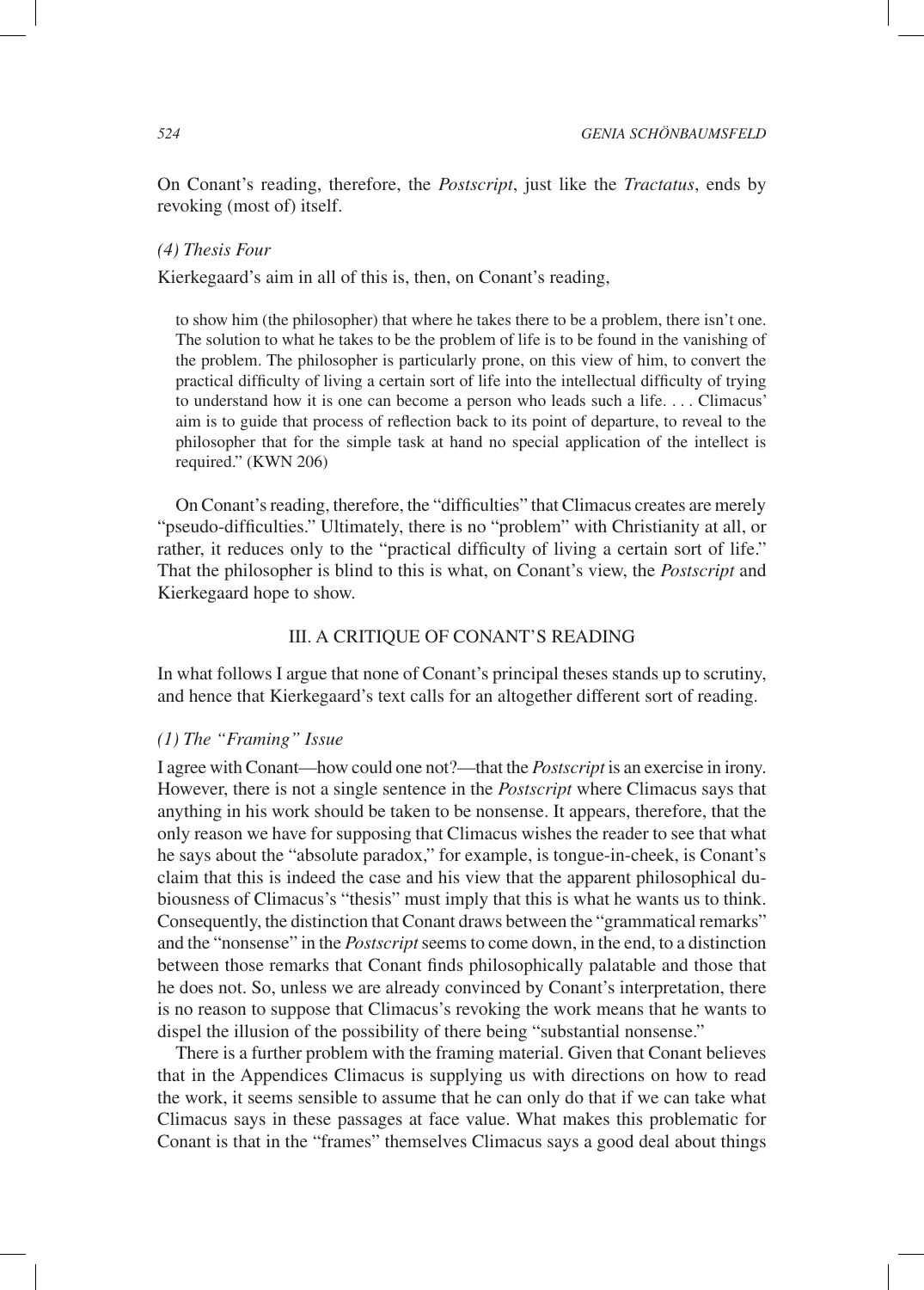On Conant's reading, therefore, the *Postscript*, just like the *Tractatus*, ends by revoking (most of) itself.

*(4) Thesis Four*

Kierkegaard's aim in all of this is, then, on Conant's reading,

> to show him (the philosopher) that where he takes there to be a problem, there isn't one. The solution to what he takes to be the problem of life is to be found in the vanishing of the problem. The philosopher is particularly prone, on this view of him, to convert the practical difficulty of living a certain sort of life into the intellectual difficulty of trying to understand how it is one can become a person who leads such a life. . . . Climacus' aim is to guide that process of reflection back to its point of departure, to reveal to the philosopher that for the simple task at hand no special application of the intellect is required." (KWN 206)

On Conant's reading, therefore, the "difficulties" that Climacus creates are merely "pseudo-difficulties." Ultimately, there is no "problem" with Christianity at all, or rather, it reduces only to the "practical difficulty of living a certain sort of life." That the philosopher is blind to this is what, on Conant's view, the *Postscript* and Kierkegaard hope to show.

## III. A CRITIQUE OF CONANT'S READING

In what follows I argue that none of Conant's principal theses stands up to scrutiny, and hence that Kierkegaard's text calls for an altogether different sort of reading.

*(1) The "Framing" Issue*

I agree with Conant—how could one not?—that the *Postscript* is an exercise in irony. However, there is not a single sentence in the *Postscript* where Climacus says that anything in his work should be taken to be nonsense. It appears, therefore, that the only reason we have for supposing that Climacus wishes the reader to see that what he says about the "absolute paradox," for example, is tongue-in-cheek, is Conant's claim that this is indeed the case and his view that the apparent philosophical dubiousness of Climacus's "thesis" must imply that this is what he wants us to think. Consequently, the distinction that Conant draws between the "grammatical remarks" and the "nonsense" in the *Postscript* seems to come down, in the end, to a distinction between those remarks that Conant finds philosophically palatable and those that he does not. So, unless we are already convinced by Conant's interpretation, there is no reason to suppose that Climacus's revoking the work means that he wants to dispel the illusion of the possibility of there being "substantial nonsense."

There is a further problem with the framing material. Given that Conant believes that in the Appendices Climacus is supplying us with directions on how to read the work, it seems sensible to assume that he can only do that if we can take what Climacus says in these passages at face value. What makes this problematic for Conant is that in the "frames" themselves Climacus says a good deal about things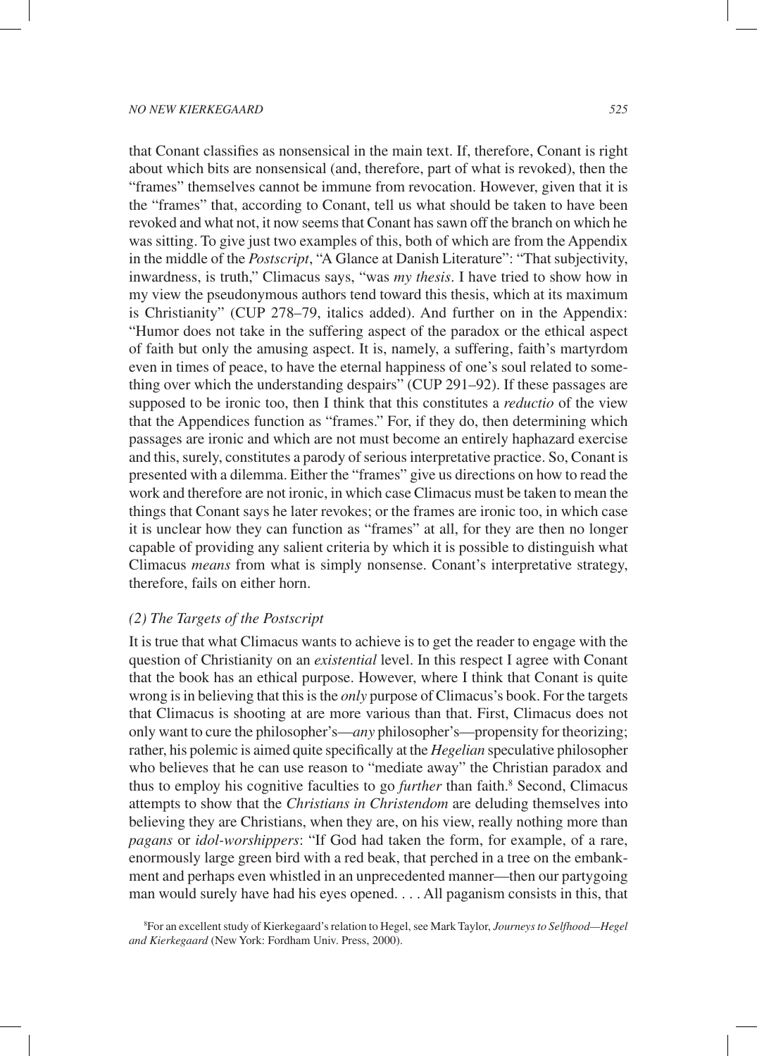that Conant classifies as nonsensical in the main text. If, therefore, Conant is right about which bits are nonsensical (and, therefore, part of what is revoked), then the "frames" themselves cannot be immune from revocation. However, given that it is the "frames" that, according to Conant, tell us what should be taken to have been revoked and what not, it now seems that Conant has sawn off the branch on which he was sitting. To give just two examples of this, both of which are from the Appendix in the middle of the *Postscript*, "A Glance at Danish Literature": "That subjectivity, inwardness, is truth," Climacus says, "was *my thesis*. I have tried to show how in my view the pseudonymous authors tend toward this thesis, which at its maximum is Christianity" (CUP 278–79, italics added). And further on in the Appendix: "Humor does not take in the suffering aspect of the paradox or the ethical aspect of faith but only the amusing aspect. It is, namely, a suffering, faith's martyrdom even in times of peace, to have the eternal happiness of one's soul related to something over which the understanding despairs" (CUP 291–92). If these passages are supposed to be ironic too, then I think that this constitutes a *reductio* of the view that the Appendices function as "frames." For, if they do, then determining which passages are ironic and which are not must become an entirely haphazard exercise and this, surely, constitutes a parody of serious interpretative practice. So, Conant is presented with a dilemma. Either the "frames" give us directions on how to read the work and therefore are not ironic, in which case Climacus must be taken to mean the things that Conant says he later revokes; or the frames are ironic too, in which case it is unclear how they can function as "frames" at all, for they are then no longer capable of providing any salient criteria by which it is possible to distinguish what Climacus *means* from what is simply nonsense. Conant's interpretative strategy, therefore, fails on either horn.

### *(2) The Targets of the Postscript*

It is true that what Climacus wants to achieve is to get the reader to engage with the question of Christianity on an *existential* level. In this respect I agree with Conant that the book has an ethical purpose. However, where I think that Conant is quite wrong is in believing that this is the *only* purpose of Climacus's book. For the targets that Climacus is shooting at are more various than that. First, Climacus does not only want to cure the philosopher's—*any* philosopher's—propensity for theorizing; rather, his polemic is aimed quite specifically at the *Hegelian* speculative philosopher who believes that he can use reason to "mediate away" the Christian paradox and thus to employ his cognitive faculties to go *further* than faith.[8] Second, Climacus attempts to show that the *Christians in Christendom* are deluding themselves into believing they are Christians, when they are, on his view, really nothing more than *pagans* or *idol-worshippers*: "If God had taken the form, for example, of a rare, enormously large green bird with a red beak, that perched in a tree on the embankment and perhaps even whistled in an unprecedented manner—then our partygoing man would surely have had his eyes opened. . . . All paganism consists in this, that

[8]For an excellent study of Kierkegaard's relation to Hegel, see Mark Taylor, *Journeys to Selfhood—Hegel and Kierkegaard* (New York: Fordham Univ. Press, 2000).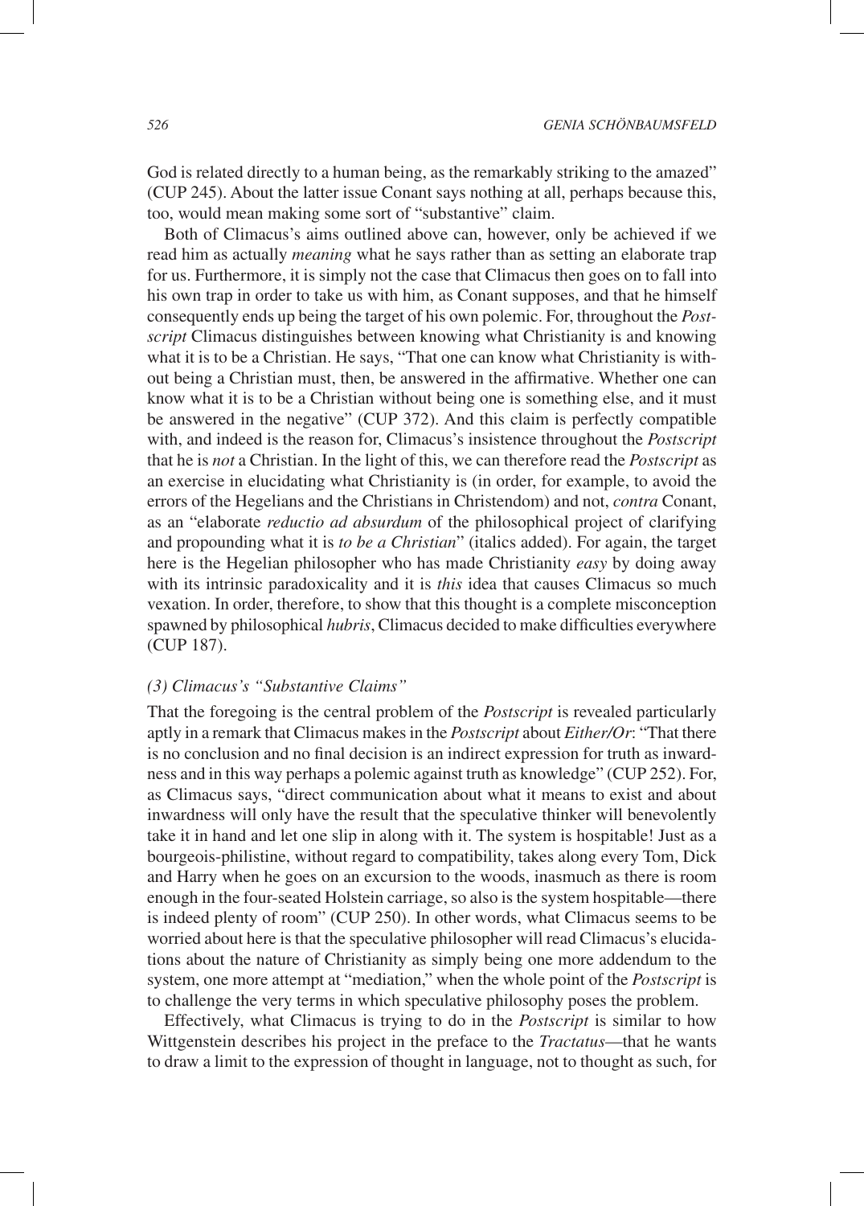God is related directly to a human being, as the remarkably striking to the amazed" (CUP 245). About the latter issue Conant says nothing at all, perhaps because this, too, would mean making some sort of "substantive" claim.

Both of Climacus's aims outlined above can, however, only be achieved if we read him as actually *meaning* what he says rather than as setting an elaborate trap for us. Furthermore, it is simply not the case that Climacus then goes on to fall into his own trap in order to take us with him, as Conant supposes, and that he himself consequently ends up being the target of his own polemic. For, throughout the *Postscript* Climacus distinguishes between knowing what Christianity is and knowing what it is to be a Christian. He says, "That one can know what Christianity is without being a Christian must, then, be answered in the affirmative. Whether one can know what it is to be a Christian without being one is something else, and it must be answered in the negative" (CUP 372). And this claim is perfectly compatible with, and indeed is the reason for, Climacus's insistence throughout the *Postscript* that he is *not* a Christian. In the light of this, we can therefore read the *Postscript* as an exercise in elucidating what Christianity is (in order, for example, to avoid the errors of the Hegelians and the Christians in Christendom) and not, *contra* Conant, as an "elaborate *reductio ad absurdum* of the philosophical project of clarifying and propounding what it is *to be a Christian*" (italics added). For again, the target here is the Hegelian philosopher who has made Christianity *easy* by doing away with its intrinsic paradoxicality and it is *this* idea that causes Climacus so much vexation. In order, therefore, to show that this thought is a complete misconception spawned by philosophical *hubris*, Climacus decided to make difficulties everywhere (CUP 187).

### *(3) Climacus's "Substantive Claims"*

That the foregoing is the central problem of the *Postscript* is revealed particularly aptly in a remark that Climacus makes in the *Postscript* about *Either/Or*: "That there is no conclusion and no final decision is an indirect expression for truth as inwardness and in this way perhaps a polemic against truth as knowledge" (CUP 252). For, as Climacus says, "direct communication about what it means to exist and about inwardness will only have the result that the speculative thinker will benevolently take it in hand and let one slip in along with it. The system is hospitable! Just as a bourgeois-philistine, without regard to compatibility, takes along every Tom, Dick and Harry when he goes on an excursion to the woods, inasmuch as there is room enough in the four-seated Holstein carriage, so also is the system hospitable—there is indeed plenty of room" (CUP 250). In other words, what Climacus seems to be worried about here is that the speculative philosopher will read Climacus's elucidations about the nature of Christianity as simply being one more addendum to the system, one more attempt at "mediation," when the whole point of the *Postscript* is to challenge the very terms in which speculative philosophy poses the problem.

Effectively, what Climacus is trying to do in the *Postscript* is similar to how Wittgenstein describes his project in the preface to the *Tractatus*—that he wants to draw a limit to the expression of thought in language, not to thought as such, for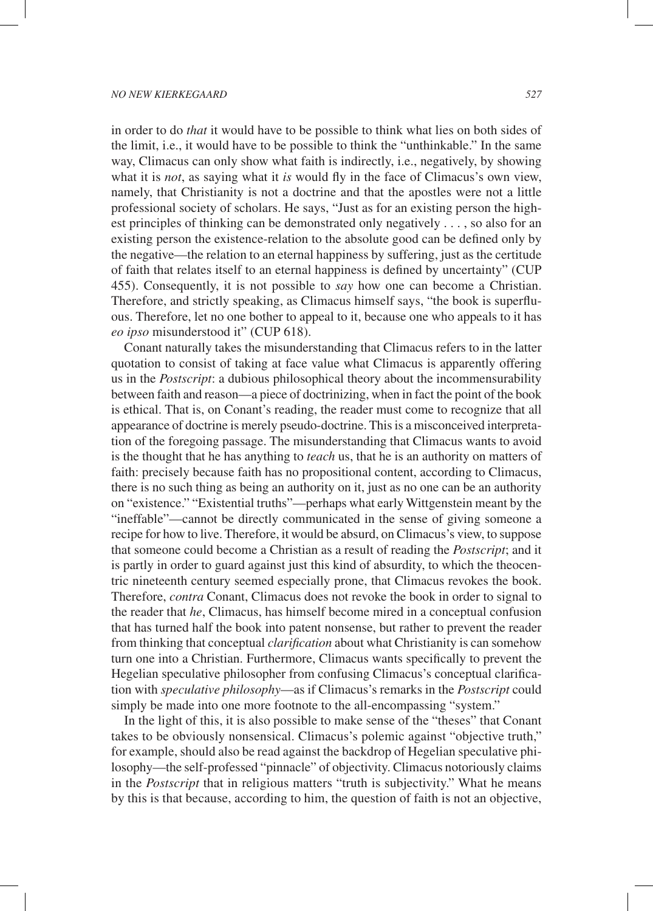in order to do *that* it would have to be possible to think what lies on both sides of the limit, i.e., it would have to be possible to think the "unthinkable." In the same way, Climacus can only show what faith is indirectly, i.e., negatively, by showing what it is *not*, as saying what it *is* would fly in the face of Climacus's own view, namely, that Christianity is not a doctrine and that the apostles were not a little professional society of scholars. He says, "Just as for an existing person the highest principles of thinking can be demonstrated only negatively . . . , so also for an existing person the existence-relation to the absolute good can be defined only by the negative—the relation to an eternal happiness by suffering, just as the certitude of faith that relates itself to an eternal happiness is defined by uncertainty" (CUP 455). Consequently, it is not possible to *say* how one can become a Christian. Therefore, and strictly speaking, as Climacus himself says, "the book is superfluous. Therefore, let no one bother to appeal to it, because one who appeals to it has *eo ipso* misunderstood it" (CUP 618).

Conant naturally takes the misunderstanding that Climacus refers to in the latter quotation to consist of taking at face value what Climacus is apparently offering us in the *Postscript*: a dubious philosophical theory about the incommensurability between faith and reason—a piece of doctrinizing, when in fact the point of the book is ethical. That is, on Conant's reading, the reader must come to recognize that all appearance of doctrine is merely pseudo-doctrine. This is a misconceived interpretation of the foregoing passage. The misunderstanding that Climacus wants to avoid is the thought that he has anything to *teach* us, that he is an authority on matters of faith: precisely because faith has no propositional content, according to Climacus, there is no such thing as being an authority on it, just as no one can be an authority on "existence." "Existential truths"—perhaps what early Wittgenstein meant by the "ineffable"—cannot be directly communicated in the sense of giving someone a recipe for how to live. Therefore, it would be absurd, on Climacus's view, to suppose that someone could become a Christian as a result of reading the *Postscript*; and it is partly in order to guard against just this kind of absurdity, to which the theocentric nineteenth century seemed especially prone, that Climacus revokes the book. Therefore, *contra* Conant, Climacus does not revoke the book in order to signal to the reader that *he*, Climacus, has himself become mired in a conceptual confusion that has turned half the book into patent nonsense, but rather to prevent the reader from thinking that conceptual *clarification* about what Christianity is can somehow turn one into a Christian. Furthermore, Climacus wants specifically to prevent the Hegelian speculative philosopher from confusing Climacus's conceptual clarification with *speculative philosophy*—as if Climacus's remarks in the *Postscript* could simply be made into one more footnote to the all-encompassing "system."

In the light of this, it is also possible to make sense of the "theses" that Conant takes to be obviously nonsensical. Climacus's polemic against "objective truth," for example, should also be read against the backdrop of Hegelian speculative philosophy—the self-professed "pinnacle" of objectivity. Climacus notoriously claims in the *Postscript* that in religious matters "truth is subjectivity." What he means by this is that because, according to him, the question of faith is not an objective,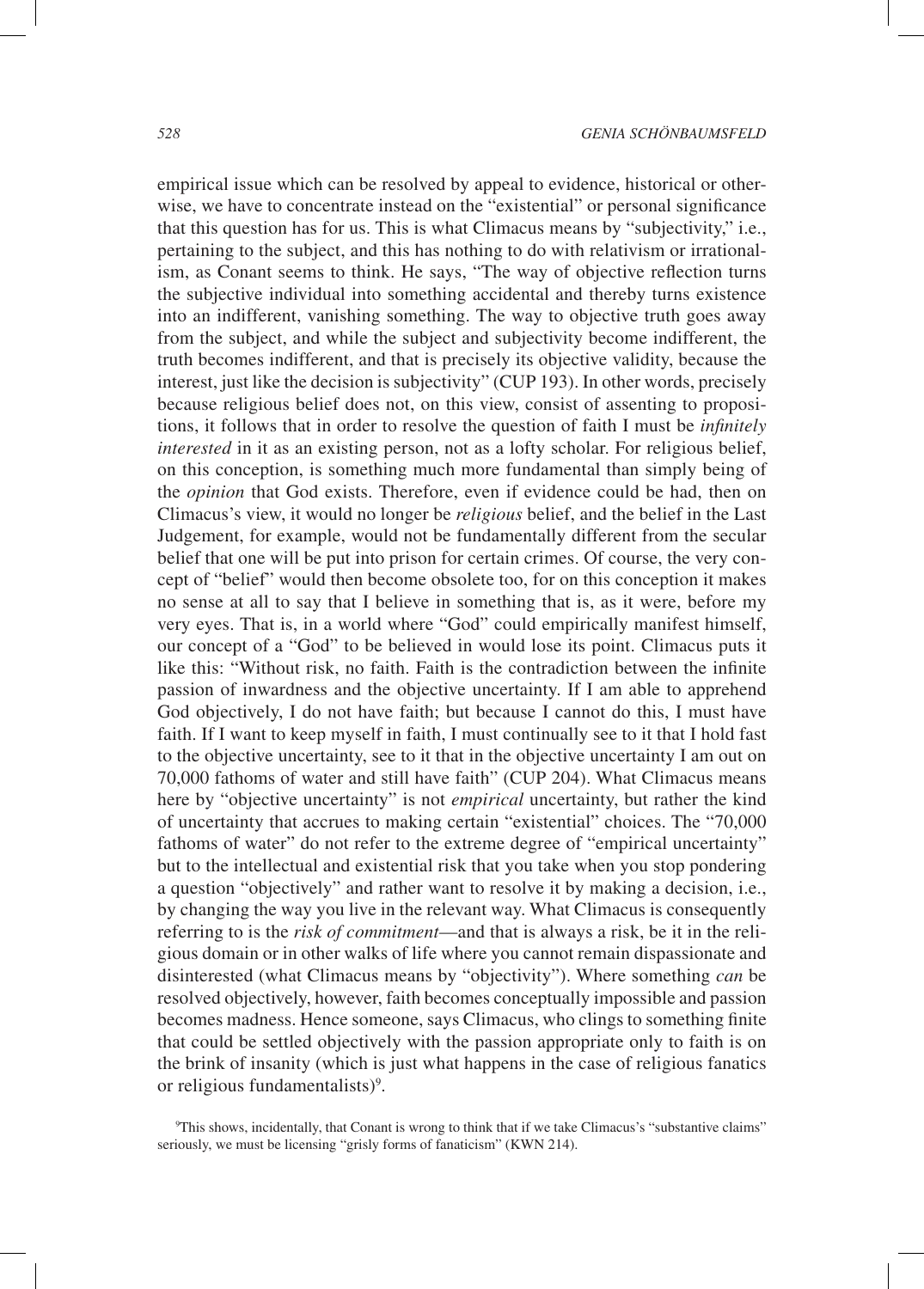empirical issue which can be resolved by appeal to evidence, historical or otherwise, we have to concentrate instead on the "existential" or personal significance that this question has for us. This is what Climacus means by "subjectivity," i.e., pertaining to the subject, and this has nothing to do with relativism or irrationalism, as Conant seems to think. He says, "The way of objective reflection turns the subjective individual into something accidental and thereby turns existence into an indifferent, vanishing something. The way to objective truth goes away from the subject, and while the subject and subjectivity become indifferent, the truth becomes indifferent, and that is precisely its objective validity, because the interest, just like the decision is subjectivity" (CUP 193). In other words, precisely because religious belief does not, on this view, consist of assenting to propositions, it follows that in order to resolve the question of faith I must be *infinitely interested* in it as an existing person, not as a lofty scholar. For religious belief, on this conception, is something much more fundamental than simply being of the *opinion* that God exists. Therefore, even if evidence could be had, then on Climacus's view, it would no longer be *religious* belief, and the belief in the Last Judgement, for example, would not be fundamentally different from the secular belief that one will be put into prison for certain crimes. Of course, the very concept of "belief" would then become obsolete too, for on this conception it makes no sense at all to say that I believe in something that is, as it were, before my very eyes. That is, in a world where "God" could empirically manifest himself, our concept of a "God" to be believed in would lose its point. Climacus puts it like this: "Without risk, no faith. Faith is the contradiction between the infinite passion of inwardness and the objective uncertainty. If I am able to apprehend God objectively, I do not have faith; but because I cannot do this, I must have faith. If I want to keep myself in faith, I must continually see to it that I hold fast to the objective uncertainty, see to it that in the objective uncertainty I am out on 70,000 fathoms of water and still have faith" (CUP 204). What Climacus means here by "objective uncertainty" is not *empirical* uncertainty, but rather the kind of uncertainty that accrues to making certain "existential" choices. The "70,000 fathoms of water" do not refer to the extreme degree of "empirical uncertainty" but to the intellectual and existential risk that you take when you stop pondering a question "objectively" and rather want to resolve it by making a decision, i.e., by changing the way you live in the relevant way. What Climacus is consequently referring to is the *risk of commitment*—and that is always a risk, be it in the religious domain or in other walks of life where you cannot remain dispassionate and disinterested (what Climacus means by "objectivity"). Where something *can* be resolved objectively, however, faith becomes conceptually impossible and passion becomes madness. Hence someone, says Climacus, who clings to something finite that could be settled objectively with the passion appropriate only to faith is on the brink of insanity (which is just what happens in the case of religious fanatics or religious fundamentalists)[9].

[9]This shows, incidentally, that Conant is wrong to think that if we take Climacus's "substantive claims" seriously, we must be licensing "grisly forms of fanaticism" (KWN 214).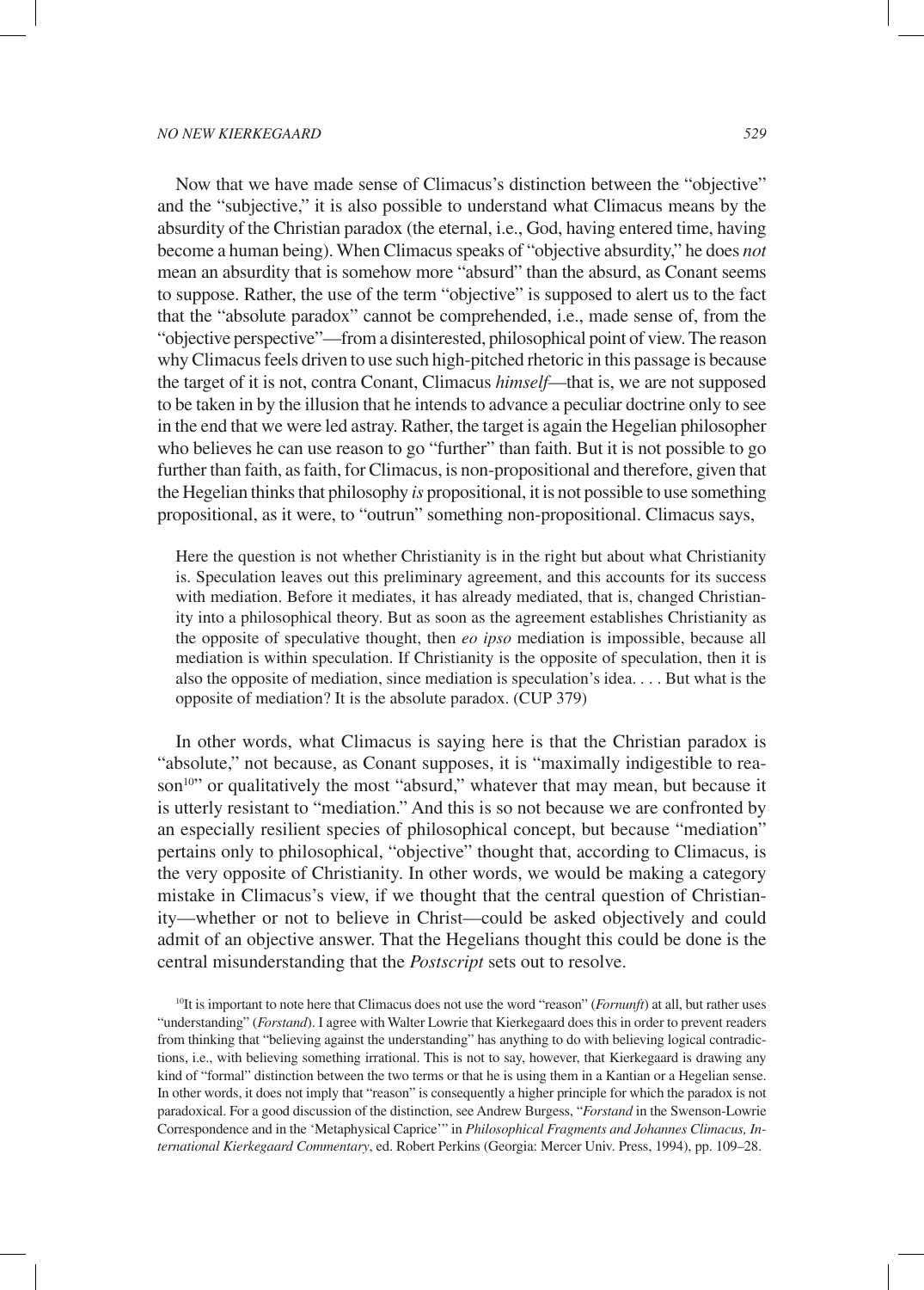Now that we have made sense of Climacus's distinction between the "objective" and the "subjective," it is also possible to understand what Climacus means by the absurdity of the Christian paradox (the eternal, i.e., God, having entered time, having become a human being). When Climacus speaks of "objective absurdity," he does *not* mean an absurdity that is somehow more "absurd" than the absurd, as Conant seems to suppose. Rather, the use of the term "objective" is supposed to alert us to the fact that the "absolute paradox" cannot be comprehended, i.e., made sense of, from the "objective perspective"—from a disinterested, philosophical point of view. The reason why Climacus feels driven to use such high-pitched rhetoric in this passage is because the target of it is not, contra Conant, Climacus *himself*—that is, we are not supposed to be taken in by the illusion that he intends to advance a peculiar doctrine only to see in the end that we were led astray. Rather, the target is again the Hegelian philosopher who believes he can use reason to go "further" than faith. But it is not possible to go further than faith, as faith, for Climacus, is non-propositional and therefore, given that the Hegelian thinks that philosophy *is* propositional, it is not possible to use something propositional, as it were, to "outrun" something non-propositional. Climacus says,

> Here the question is not whether Christianity is in the right but about what Christianity is. Speculation leaves out this preliminary agreement, and this accounts for its success with mediation. Before it mediates, it has already mediated, that is, changed Christianity into a philosophical theory. But as soon as the agreement establishes Christianity as the opposite of speculative thought, then *eo ipso* mediation is impossible, because all mediation is within speculation. If Christianity is the opposite of speculation, then it is also the opposite of mediation, since mediation is speculation's idea. . . . But what is the opposite of mediation? It is the absolute paradox. (CUP 379)

In other words, what Climacus is saying here is that the Christian paradox is "absolute," not because, as Conant supposes, it is "maximally indigestible to reason[10]" or qualitatively the most "absurd," whatever that may mean, but because it is utterly resistant to "mediation." And this is so not because we are confronted by an especially resilient species of philosophical concept, but because "mediation" pertains only to philosophical, "objective" thought that, according to Climacus, is the very opposite of Christianity. In other words, we would be making a category mistake in Climacus's view, if we thought that the central question of Christianity—whether or not to believe in Christ—could be asked objectively and could admit of an objective answer. That the Hegelians thought this could be done is the central misunderstanding that the *Postscript* sets out to resolve.

[10]It is important to note here that Climacus does not use the word "reason" (*Fornunft*) at all, but rather uses "understanding" (*Forstand*). I agree with Walter Lowrie that Kierkegaard does this in order to prevent readers from thinking that "believing against the understanding" has anything to do with believing logical contradictions, i.e., with believing something irrational. This is not to say, however, that Kierkegaard is drawing any kind of "formal" distinction between the two terms or that he is using them in a Kantian or a Hegelian sense. In other words, it does not imply that "reason" is consequently a higher principle for which the paradox is not paradoxical. For a good discussion of the distinction, see Andrew Burgess, "*Forstand* in the Swenson-Lowrie Correspondence and in the 'Metaphysical Caprice'" in *Philosophical Fragments and Johannes Climacus, International Kierkegaard Commentary*, ed. Robert Perkins (Georgia: Mercer Univ. Press, 1994), pp. 109–28.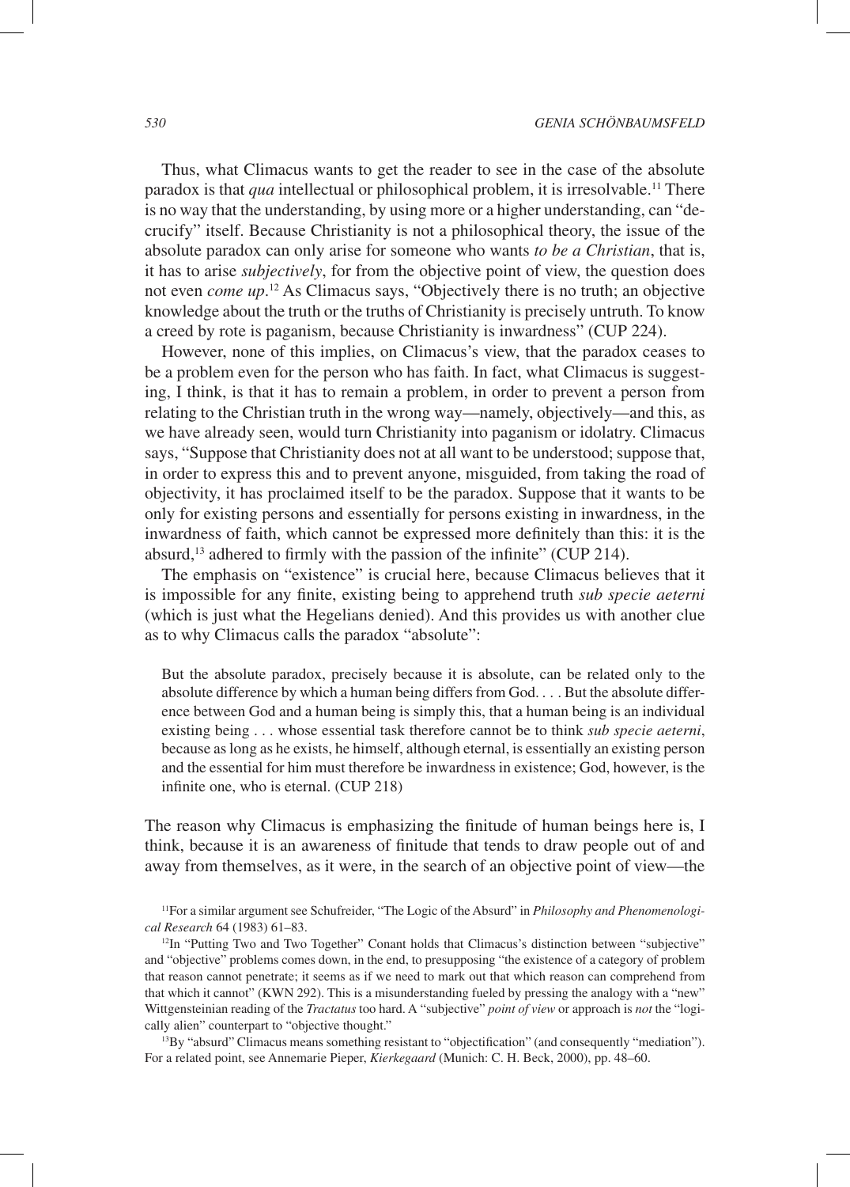Thus, what Climacus wants to get the reader to see in the case of the absolute paradox is that *qua* intellectual or philosophical problem, it is irresolvable.[11] There is no way that the understanding, by using more or a higher understanding, can "de-crucify" itself. Because Christianity is not a philosophical theory, the issue of the absolute paradox can only arise for someone who wants *to be a Christian*, that is, it has to arise *subjectively*, for from the objective point of view, the question does not even *come up*.[12] As Climacus says, "Objectively there is no truth; an objective knowledge about the truth or the truths of Christianity is precisely untruth. To know a creed by rote is paganism, because Christianity is inwardness" (CUP 224).

However, none of this implies, on Climacus's view, that the paradox ceases to be a problem even for the person who has faith. In fact, what Climacus is suggesting, I think, is that it has to remain a problem, in order to prevent a person from relating to the Christian truth in the wrong way—namely, objectively—and this, as we have already seen, would turn Christianity into paganism or idolatry. Climacus says, "Suppose that Christianity does not at all want to be understood; suppose that, in order to express this and to prevent anyone, misguided, from taking the road of objectivity, it has proclaimed itself to be the paradox. Suppose that it wants to be only for existing persons and essentially for persons existing in inwardness, in the inwardness of faith, which cannot be expressed more definitely than this: it is the absurd,[13] adhered to firmly with the passion of the infinite" (CUP 214).

The emphasis on "existence" is crucial here, because Climacus believes that it is impossible for any finite, existing being to apprehend truth *sub specie aeterni* (which is just what the Hegelians denied). And this provides us with another clue as to why Climacus calls the paradox "absolute":

> But the absolute paradox, precisely because it is absolute, can be related only to the absolute difference by which a human being differs from God. . . . But the absolute difference between God and a human being is simply this, that a human being is an individual existing being . . . whose essential task therefore cannot be to think *sub specie aeterni*, because as long as he exists, he himself, although eternal, is essentially an existing person and the essential for him must therefore be inwardness in existence; God, however, is the infinite one, who is eternal. (CUP 218)

The reason why Climacus is emphasizing the finitude of human beings here is, I think, because it is an awareness of finitude that tends to draw people out of and away from themselves, as it were, in the search of an objective point of view—the

[11] For a similar argument see Schufreider, "The Logic of the Absurd" in *Philosophy and Phenomenological Research* 64 (1983) 61–83.

[12] In "Putting Two and Two Together" Conant holds that Climacus's distinction between "subjective" and "objective" problems comes down, in the end, to presupposing "the existence of a category of problem that reason cannot penetrate; it seems as if we need to mark out that which reason can comprehend from that which it cannot" (KWN 292). This is a misunderstanding fueled by pressing the analogy with a "new" Wittgensteinian reading of the *Tractatus* too hard. A "subjective" *point of view* or approach is *not* the "logically alien" counterpart to "objective thought."

[13] By "absurd" Climacus means something resistant to "objectification" (and consequently "mediation"). For a related point, see Annemarie Pieper, *Kierkegaard* (Munich: C. H. Beck, 2000), pp. 48–60.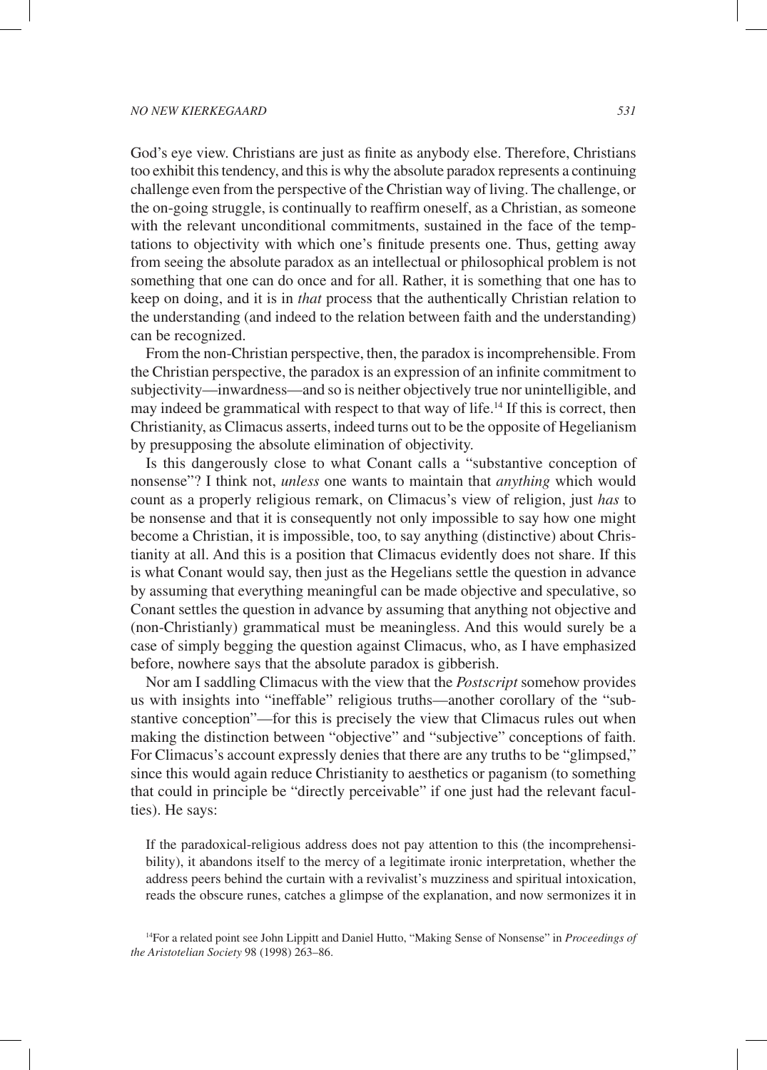God's eye view. Christians are just as finite as anybody else. Therefore, Christians too exhibit this tendency, and this is why the absolute paradox represents a continuing challenge even from the perspective of the Christian way of living. The challenge, or the on-going struggle, is continually to reaffirm oneself, as a Christian, as someone with the relevant unconditional commitments, sustained in the face of the temptations to objectivity with which one's finitude presents one. Thus, getting away from seeing the absolute paradox as an intellectual or philosophical problem is not something that one can do once and for all. Rather, it is something that one has to keep on doing, and it is in *that* process that the authentically Christian relation to the understanding (and indeed to the relation between faith and the understanding) can be recognized.

From the non-Christian perspective, then, the paradox is incomprehensible. From the Christian perspective, the paradox is an expression of an infinite commitment to subjectivity—inwardness—and so is neither objectively true nor unintelligible, and may indeed be grammatical with respect to that way of life.[14] If this is correct, then Christianity, as Climacus asserts, indeed turns out to be the opposite of Hegelianism by presupposing the absolute elimination of objectivity.

Is this dangerously close to what Conant calls a "substantive conception of nonsense"? I think not, *unless* one wants to maintain that *anything* which would count as a properly religious remark, on Climacus's view of religion, just *has* to be nonsense and that it is consequently not only impossible to say how one might become a Christian, it is impossible, too, to say anything (distinctive) about Christianity at all. And this is a position that Climacus evidently does not share. If this is what Conant would say, then just as the Hegelians settle the question in advance by assuming that everything meaningful can be made objective and speculative, so Conant settles the question in advance by assuming that anything not objective and (non-Christianly) grammatical must be meaningless. And this would surely be a case of simply begging the question against Climacus, who, as I have emphasized before, nowhere says that the absolute paradox is gibberish.

Nor am I saddling Climacus with the view that the *Postscript* somehow provides us with insights into "ineffable" religious truths—another corollary of the "substantive conception"—for this is precisely the view that Climacus rules out when making the distinction between "objective" and "subjective" conceptions of faith. For Climacus's account expressly denies that there are any truths to be "glimpsed," since this would again reduce Christianity to aesthetics or paganism (to something that could in principle be "directly perceivable" if one just had the relevant faculties). He says:

> If the paradoxical-religious address does not pay attention to this (the incomprehensibility), it abandons itself to the mercy of a legitimate ironic interpretation, whether the address peers behind the curtain with a revivalist's muzziness and spiritual intoxication, reads the obscure runes, catches a glimpse of the explanation, and now sermonizes it in

[14] For a related point see John Lippitt and Daniel Hutto, "Making Sense of Nonsense" in *Proceedings of the Aristotelian Society* 98 (1998) 263–86.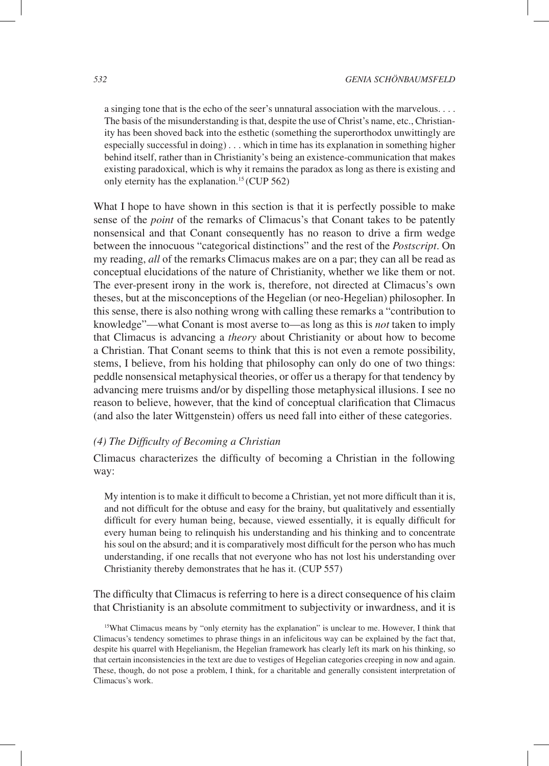a singing tone that is the echo of the seer's unnatural association with the marvelous. . . . The basis of the misunderstanding is that, despite the use of Christ's name, etc., Christianity has been shoved back into the esthetic (something the superorthodox unwittingly are especially successful in doing) . . . which in time has its explanation in something higher behind itself, rather than in Christianity's being an existence-communication that makes existing paradoxical, which is why it remains the paradox as long as there is existing and only eternity has the explanation.[15] (CUP 562)

What I hope to have shown in this section is that it is perfectly possible to make sense of the *point* of the remarks of Climacus's that Conant takes to be patently nonsensical and that Conant consequently has no reason to drive a firm wedge between the innocuous "categorical distinctions" and the rest of the *Postscript*. On my reading, *all* of the remarks Climacus makes are on a par; they can all be read as conceptual elucidations of the nature of Christianity, whether we like them or not. The ever-present irony in the work is, therefore, not directed at Climacus's own theses, but at the misconceptions of the Hegelian (or neo-Hegelian) philosopher. In this sense, there is also nothing wrong with calling these remarks a "contribution to knowledge"—what Conant is most averse to—as long as this is *not* taken to imply that Climacus is advancing a *theory* about Christianity or about how to become a Christian. That Conant seems to think that this is not even a remote possibility, stems, I believe, from his holding that philosophy can only do one of two things: peddle nonsensical metaphysical theories, or offer us a therapy for that tendency by advancing mere truisms and/or by dispelling those metaphysical illusions. I see no reason to believe, however, that the kind of conceptual clarification that Climacus (and also the later Wittgenstein) offers us need fall into either of these categories.

### *(4) The Difficulty of Becoming a Christian*

Climacus characterizes the difficulty of becoming a Christian in the following way:

> My intention is to make it difficult to become a Christian, yet not more difficult than it is, and not difficult for the obtuse and easy for the brainy, but qualitatively and essentially difficult for every human being, because, viewed essentially, it is equally difficult for every human being to relinquish his understanding and his thinking and to concentrate his soul on the absurd; and it is comparatively most difficult for the person who has much understanding, if one recalls that not everyone who has not lost his understanding over Christianity thereby demonstrates that he has it. (CUP 557)

The difficulty that Climacus is referring to here is a direct consequence of his claim that Christianity is an absolute commitment to subjectivity or inwardness, and it is

[15] What Climacus means by "only eternity has the explanation" is unclear to me. However, I think that Climacus's tendency sometimes to phrase things in an infelicitous way can be explained by the fact that, despite his quarrel with Hegelianism, the Hegelian framework has clearly left its mark on his thinking, so that certain inconsistencies in the text are due to vestiges of Hegelian categories creeping in now and again. These, though, do not pose a problem, I think, for a charitable and generally consistent interpretation of Climacus's work.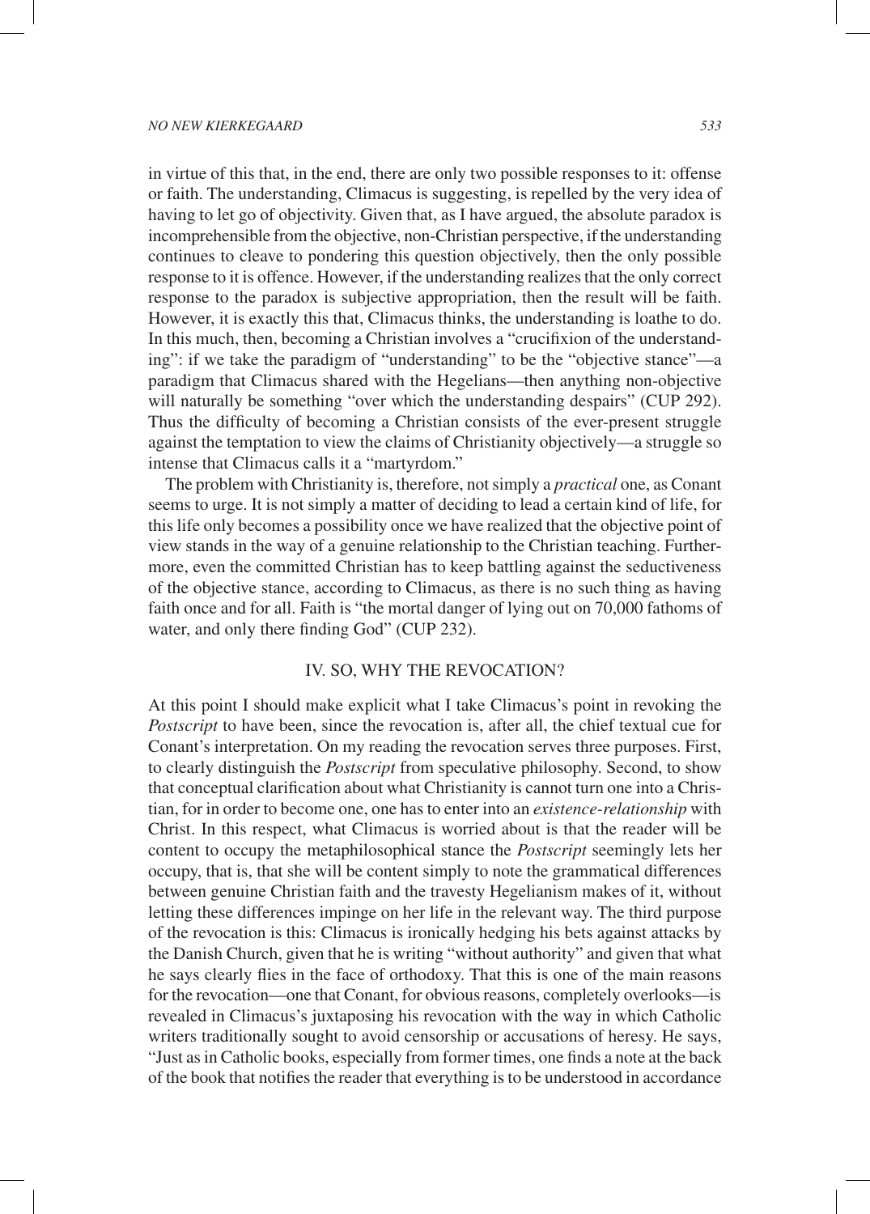in virtue of this that, in the end, there are only two possible responses to it: offense or faith. The understanding, Climacus is suggesting, is repelled by the very idea of having to let go of objectivity. Given that, as I have argued, the absolute paradox is incomprehensible from the objective, non-Christian perspective, if the understanding continues to cleave to pondering this question objectively, then the only possible response to it is offence. However, if the understanding realizes that the only correct response to the paradox is subjective appropriation, then the result will be faith. However, it is exactly this that, Climacus thinks, the understanding is loathe to do. In this much, then, becoming a Christian involves a "crucifixion of the understanding": if we take the paradigm of "understanding" to be the "objective stance"—a paradigm that Climacus shared with the Hegelians—then anything non-objective will naturally be something "over which the understanding despairs" (CUP 292). Thus the difficulty of becoming a Christian consists of the ever-present struggle against the temptation to view the claims of Christianity objectively—a struggle so intense that Climacus calls it a "martyrdom."

The problem with Christianity is, therefore, not simply a *practical* one, as Conant seems to urge. It is not simply a matter of deciding to lead a certain kind of life, for this life only becomes a possibility once we have realized that the objective point of view stands in the way of a genuine relationship to the Christian teaching. Furthermore, even the committed Christian has to keep battling against the seductiveness of the objective stance, according to Climacus, as there is no such thing as having faith once and for all. Faith is "the mortal danger of lying out on 70,000 fathoms of water, and only there finding God" (CUP 232).

## IV. SO, WHY THE REVOCATION?

At this point I should make explicit what I take Climacus's point in revoking the *Postscript* to have been, since the revocation is, after all, the chief textual cue for Conant's interpretation. On my reading the revocation serves three purposes. First, to clearly distinguish the *Postscript* from speculative philosophy. Second, to show that conceptual clarification about what Christianity is cannot turn one into a Christian, for in order to become one, one has to enter into an *existence-relationship* with Christ. In this respect, what Climacus is worried about is that the reader will be content to occupy the metaphilosophical stance the *Postscript* seemingly lets her occupy, that is, that she will be content simply to note the grammatical differences between genuine Christian faith and the travesty Hegelianism makes of it, without letting these differences impinge on her life in the relevant way. The third purpose of the revocation is this: Climacus is ironically hedging his bets against attacks by the Danish Church, given that he is writing "without authority" and given that what he says clearly flies in the face of orthodoxy. That this is one of the main reasons for the revocation—one that Conant, for obvious reasons, completely overlooks—is revealed in Climacus's juxtaposing his revocation with the way in which Catholic writers traditionally sought to avoid censorship or accusations of heresy. He says, "Just as in Catholic books, especially from former times, one finds a note at the back of the book that notifies the reader that everything is to be understood in accordance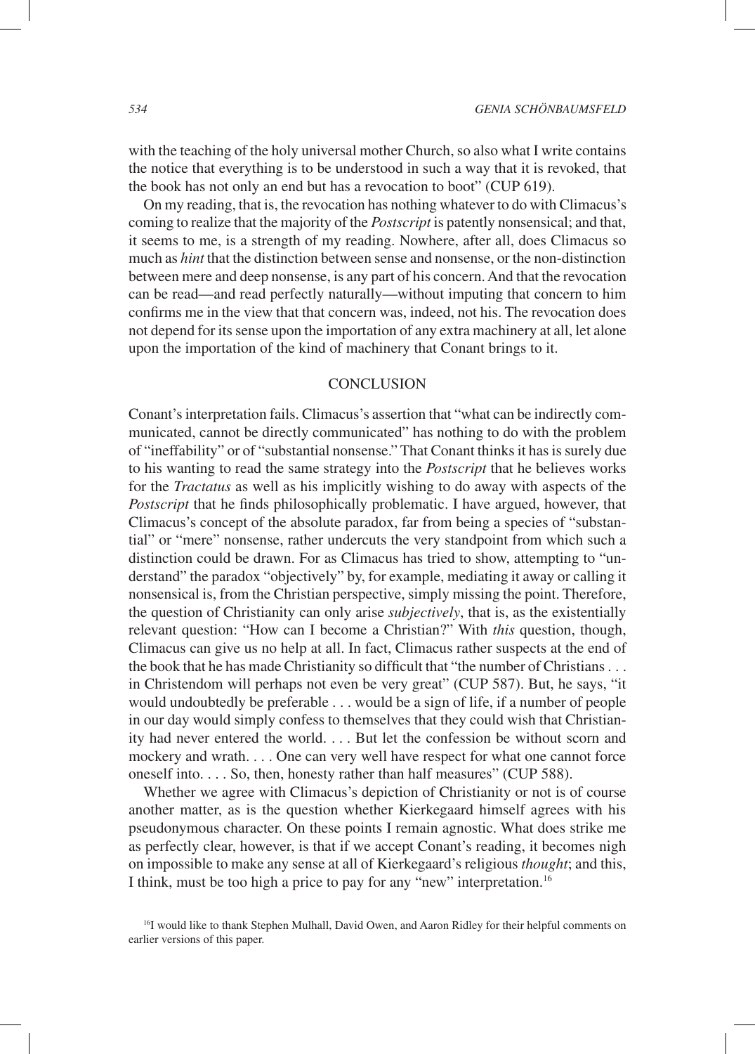with the teaching of the holy universal mother Church, so also what I write contains the notice that everything is to be understood in such a way that it is revoked, that the book has not only an end but has a revocation to boot" (CUP 619).

On my reading, that is, the revocation has nothing whatever to do with Climacus's coming to realize that the majority of the *Postscript* is patently nonsensical; and that, it seems to me, is a strength of my reading. Nowhere, after all, does Climacus so much as *hint* that the distinction between sense and nonsense, or the non-distinction between mere and deep nonsense, is any part of his concern. And that the revocation can be read—and read perfectly naturally—without imputing that concern to him confirms me in the view that that concern was, indeed, not his. The revocation does not depend for its sense upon the importation of any extra machinery at all, let alone upon the importation of the kind of machinery that Conant brings to it.

## CONCLUSION

Conant's interpretation fails. Climacus's assertion that "what can be indirectly communicated, cannot be directly communicated" has nothing to do with the problem of "ineffability" or of "substantial nonsense." That Conant thinks it has is surely due to his wanting to read the same strategy into the *Postscript* that he believes works for the *Tractatus* as well as his implicitly wishing to do away with aspects of the *Postscript* that he finds philosophically problematic. I have argued, however, that Climacus's concept of the absolute paradox, far from being a species of "substantial" or "mere" nonsense, rather undercuts the very standpoint from which such a distinction could be drawn. For as Climacus has tried to show, attempting to "understand" the paradox "objectively" by, for example, mediating it away or calling it nonsensical is, from the Christian perspective, simply missing the point. Therefore, the question of Christianity can only arise *subjectively*, that is, as the existentially relevant question: "How can I become a Christian?" With *this* question, though, Climacus can give us no help at all. In fact, Climacus rather suspects at the end of the book that he has made Christianity so difficult that "the number of Christians . . . in Christendom will perhaps not even be very great" (CUP 587). But, he says, "it would undoubtedly be preferable . . . would be a sign of life, if a number of people in our day would simply confess to themselves that they could wish that Christianity had never entered the world. . . . But let the confession be without scorn and mockery and wrath. . . . One can very well have respect for what one cannot force oneself into. . . . So, then, honesty rather than half measures" (CUP 588).

Whether we agree with Climacus's depiction of Christianity or not is of course another matter, as is the question whether Kierkegaard himself agrees with his pseudonymous character. On these points I remain agnostic. What does strike me as perfectly clear, however, is that if we accept Conant's reading, it becomes nigh on impossible to make any sense at all of Kierkegaard's religious *thought*; and this, I think, must be too high a price to pay for any "new" interpretation.[16]

[16] I would like to thank Stephen Mulhall, David Owen, and Aaron Ridley for their helpful comments on earlier versions of this paper.